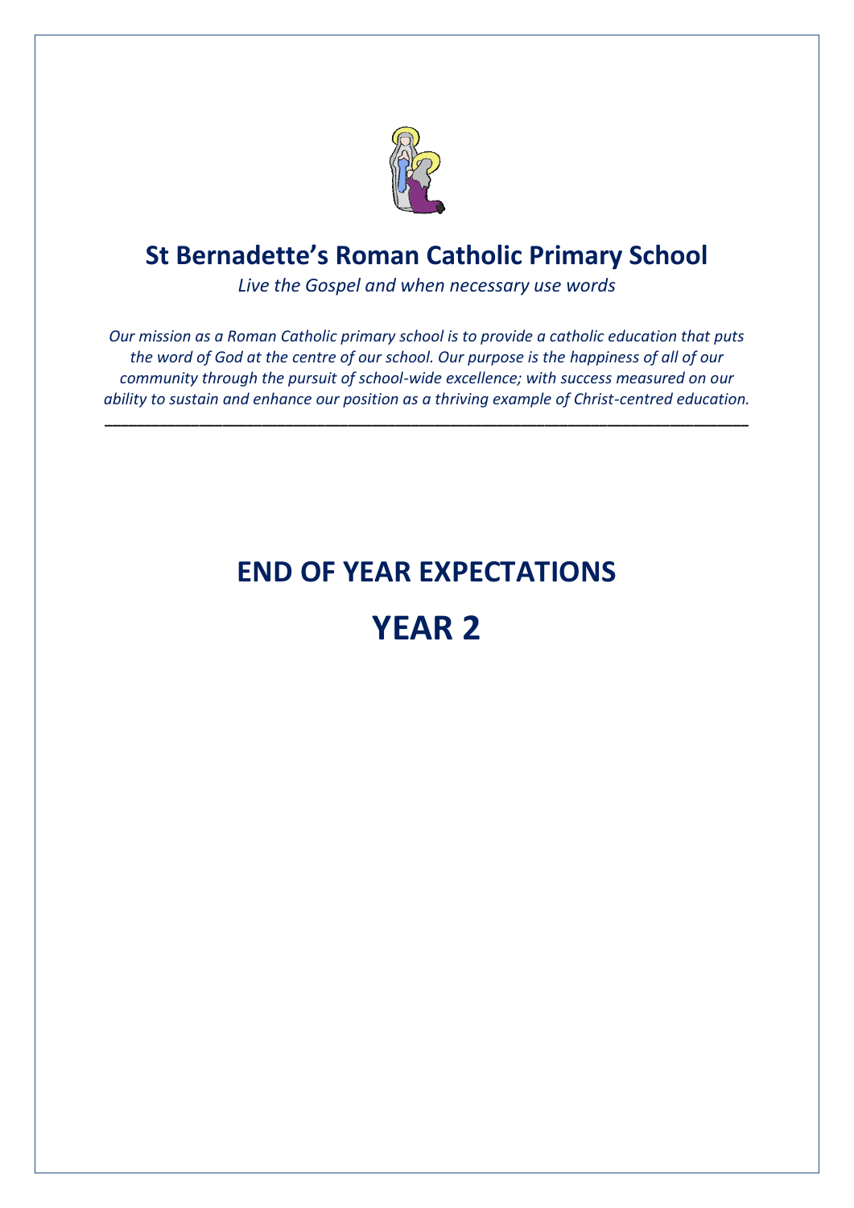# St Bernadette's Roman Catholic Primary School

*Live the Gospel and when necessary use words*

*Our mission as a Roman Catholic primary school is to provide a catholic education that puts the word of God at the centre of our school. Our purpose is the happiness of all of our community through the pursuit of school-wide excellence; with success measured on our ability to sustain and enhance our position as a thriving example of Christ-centred education.*

---

# END OF YEAR EXPECTATIONS

# YEAR 2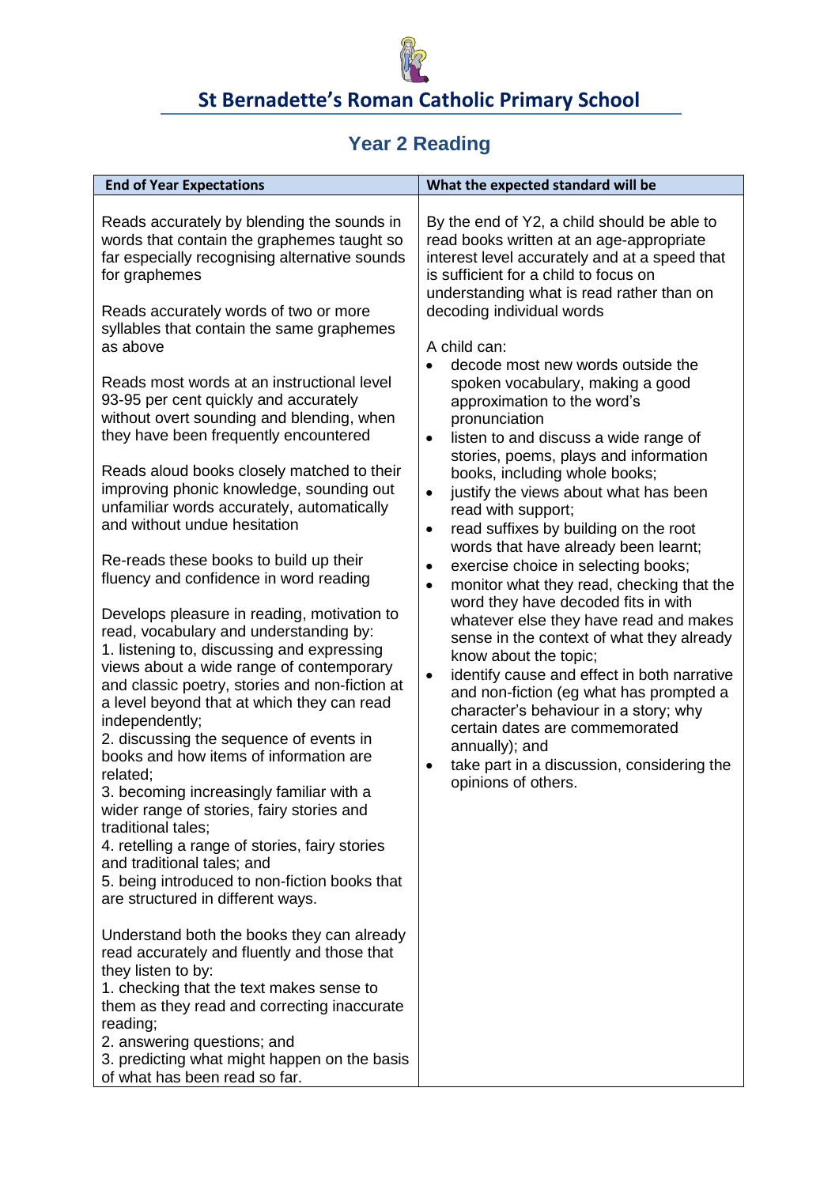# St Bernadette's Roman Catholic Primary School

## Year 2 Reading

| End of Year Expectations | What the expected standard will be |
|---|---|
| Reads accurately by blending the sounds in words that contain the graphemes taught so far especially recognising alternative sounds for graphemes<br><br>Reads accurately words of two or more syllables that contain the same graphemes as above<br><br>Reads most words at an instructional level 93-95 per cent quickly and accurately without overt sounding and blending, when they have been frequently encountered<br><br>Reads aloud books closely matched to their improving phonic knowledge, sounding out unfamiliar words accurately, automatically and without undue hesitation<br><br>Re-reads these books to build up their fluency and confidence in word reading<br><br>Develops pleasure in reading, motivation to read, vocabulary and understanding by:<br>1. listening to, discussing and expressing views about a wide range of contemporary and classic poetry, stories and non-fiction at a level beyond that at which they can read independently;<br>2. discussing the sequence of events in books and how items of information are related;<br>3. becoming increasingly familiar with a wider range of stories, fairy stories and traditional tales;<br>4. retelling a range of stories, fairy stories and traditional tales; and<br>5. being introduced to non-fiction books that are structured in different ways.<br><br>Understand both the books they can already read accurately and fluently and those that they listen to by:<br>1. checking that the text makes sense to them as they read and correcting inaccurate reading;<br>2. answering questions; and<br>3. predicting what might happen on the basis of what has been read so far. | By the end of Y2, a child should be able to read books written at an age-appropriate interest level accurately and at a speed that is sufficient for a child to focus on understanding what is read rather than on decoding individual words<br><br>A child can:<br>• decode most new words outside the spoken vocabulary, making a good approximation to the word's pronunciation<br>• listen to and discuss a wide range of stories, poems, plays and information books, including whole books;<br>• justify the views about what has been read with support;<br>• read suffixes by building on the root words that have already been learnt;<br>• exercise choice in selecting books;<br>• monitor what they read, checking that the word they have decoded fits in with whatever else they have read and makes sense in the context of what they already know about the topic;<br>• identify cause and effect in both narrative and non-fiction (eg what has prompted a character's behaviour in a story; why certain dates are commemorated annually); and<br>• take part in a discussion, considering the opinions of others. |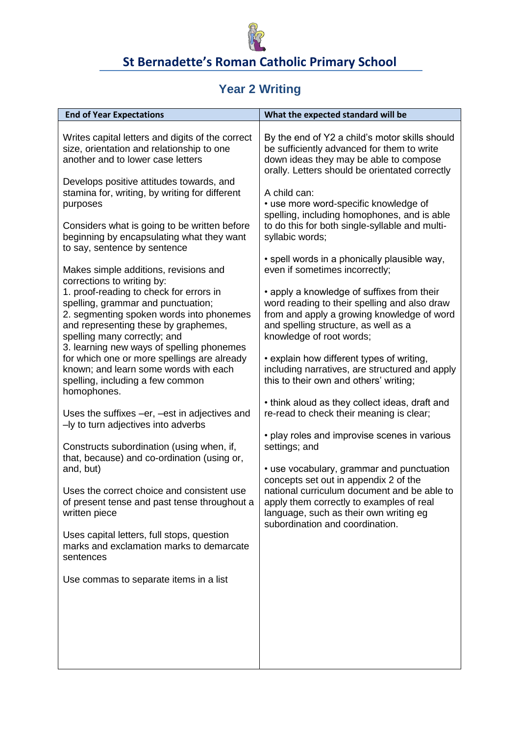## St Bernadette's Roman Catholic Primary School

# Year 2 Writing

| End of Year Expectations | What the expected standard will be |
|---|---|
| Writes capital letters and digits of the correct size, orientation and relationship to one another and to lower case letters<br><br>Develops positive attitudes towards, and stamina for, writing, by writing for different purposes<br><br>Considers what is going to be written before beginning by encapsulating what they want to say, sentence by sentence<br><br>Makes simple additions, revisions and corrections to writing by:<br>1. proof-reading to check for errors in spelling, grammar and punctuation;<br>2. segmenting spoken words into phonemes and representing these by graphemes, spelling many correctly; and<br>3. learning new ways of spelling phonemes for which one or more spellings are already known; and learn some words with each spelling, including a few common homophones.<br><br>Uses the suffixes –er, –est in adjectives and –ly to turn adjectives into adverbs<br><br>Constructs subordination (using when, if, that, because) and co-ordination (using or, and, but)<br><br>Uses the correct choice and consistent use of present tense and past tense throughout a written piece<br><br>Uses capital letters, full stops, question marks and exclamation marks to demarcate sentences<br><br>Use commas to separate items in a list | By the end of Y2 a child's motor skills should be sufficiently advanced for them to write down ideas they may be able to compose orally. Letters should be orientated correctly<br><br>A child can:<br>• use more word-specific knowledge of spelling, including homophones, and is able to do this for both single-syllable and multi-syllabic words;<br><br>• spell words in a phonically plausible way, even if sometimes incorrectly;<br><br>• apply a knowledge of suffixes from their word reading to their spelling and also draw from and apply a growing knowledge of word and spelling structure, as well as a knowledge of root words;<br><br>• explain how different types of writing, including narratives, are structured and apply this to their own and others' writing;<br><br>• think aloud as they collect ideas, draft and re-read to check their meaning is clear;<br><br>• play roles and improvise scenes in various settings; and<br><br>• use vocabulary, grammar and punctuation concepts set out in appendix 2 of the national curriculum document and be able to apply them correctly to examples of real language, such as their own writing eg subordination and coordination. |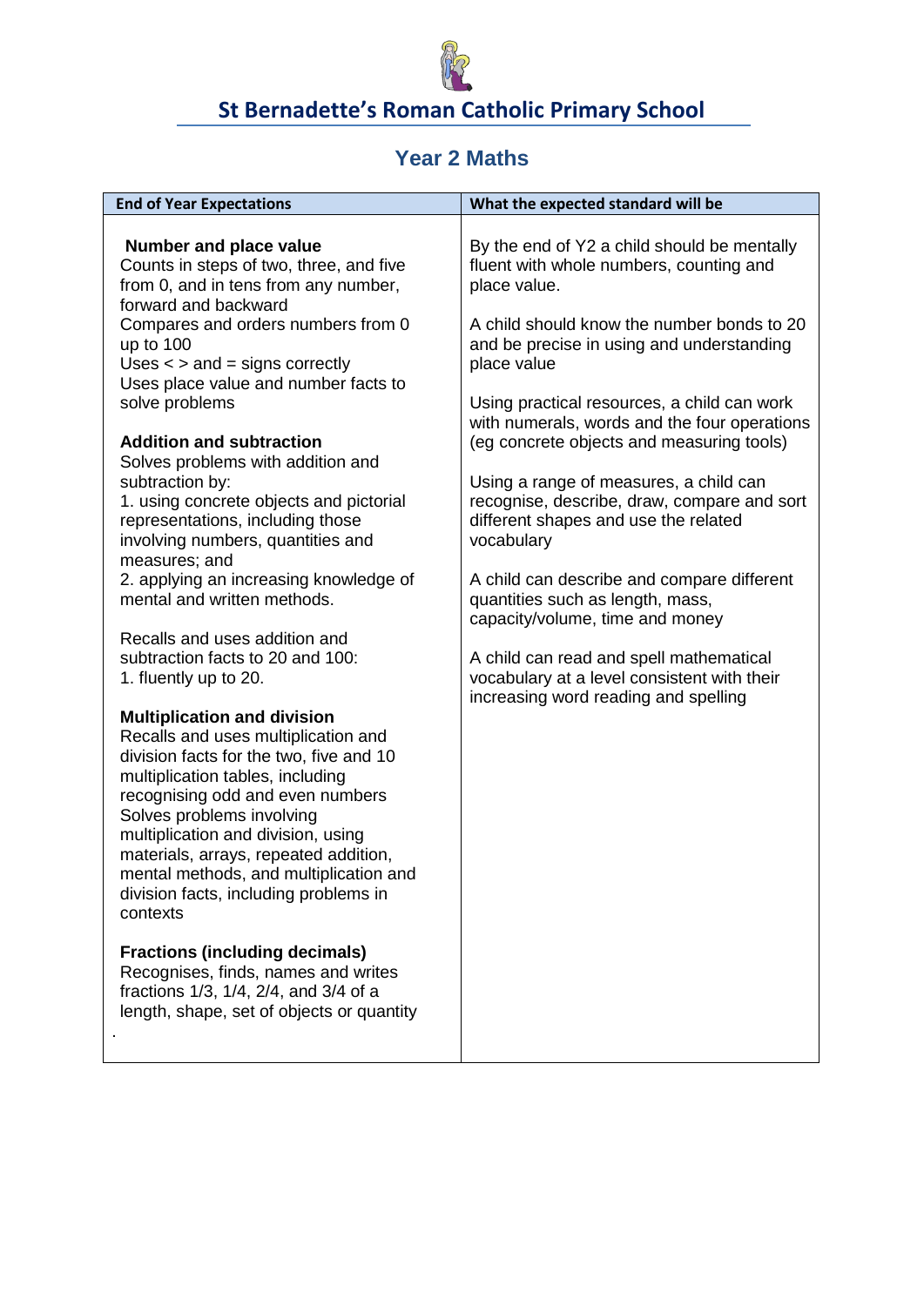## St Bernadette's Roman Catholic Primary School

### Year 2 Maths

| End of Year Expectations | What the expected standard will be |
|---|---|
| **Number and place value**<br>Counts in steps of two, three, and five from 0, and in tens from any number, forward and backward<br>Compares and orders numbers from 0 up to 100<br>Uses < > and = signs correctly<br>Uses place value and number facts to solve problems<br><br>**Addition and subtraction**<br>Solves problems with addition and subtraction by:<br>1. using concrete objects and pictorial representations, including those involving numbers, quantities and measures; and<br>2. applying an increasing knowledge of mental and written methods.<br><br>Recalls and uses addition and subtraction facts to 20 and 100:<br>1. fluently up to 20.<br><br>**Multiplication and division**<br>Recalls and uses multiplication and division facts for the two, five and 10 multiplication tables, including recognising odd and even numbers<br>Solves problems involving multiplication and division, using materials, arrays, repeated addition, mental methods, and multiplication and division facts, including problems in contexts<br><br>**Fractions (including decimals)**<br>Recognises, finds, names and writes fractions 1/3, 1/4, 2/4, and 3/4 of a length, shape, set of objects or quantity<br>. | By the end of Y2 a child should be mentally fluent with whole numbers, counting and place value.<br><br>A child should know the number bonds to 20 and be precise in using and understanding place value<br><br>Using practical resources, a child can work with numerals, words and the four operations (eg concrete objects and measuring tools)<br><br>Using a range of measures, a child can recognise, describe, draw, compare and sort different shapes and use the related vocabulary<br><br>A child can describe and compare different quantities such as length, mass, capacity/volume, time and money<br><br>A child can read and spell mathematical vocabulary at a level consistent with their increasing word reading and spelling |